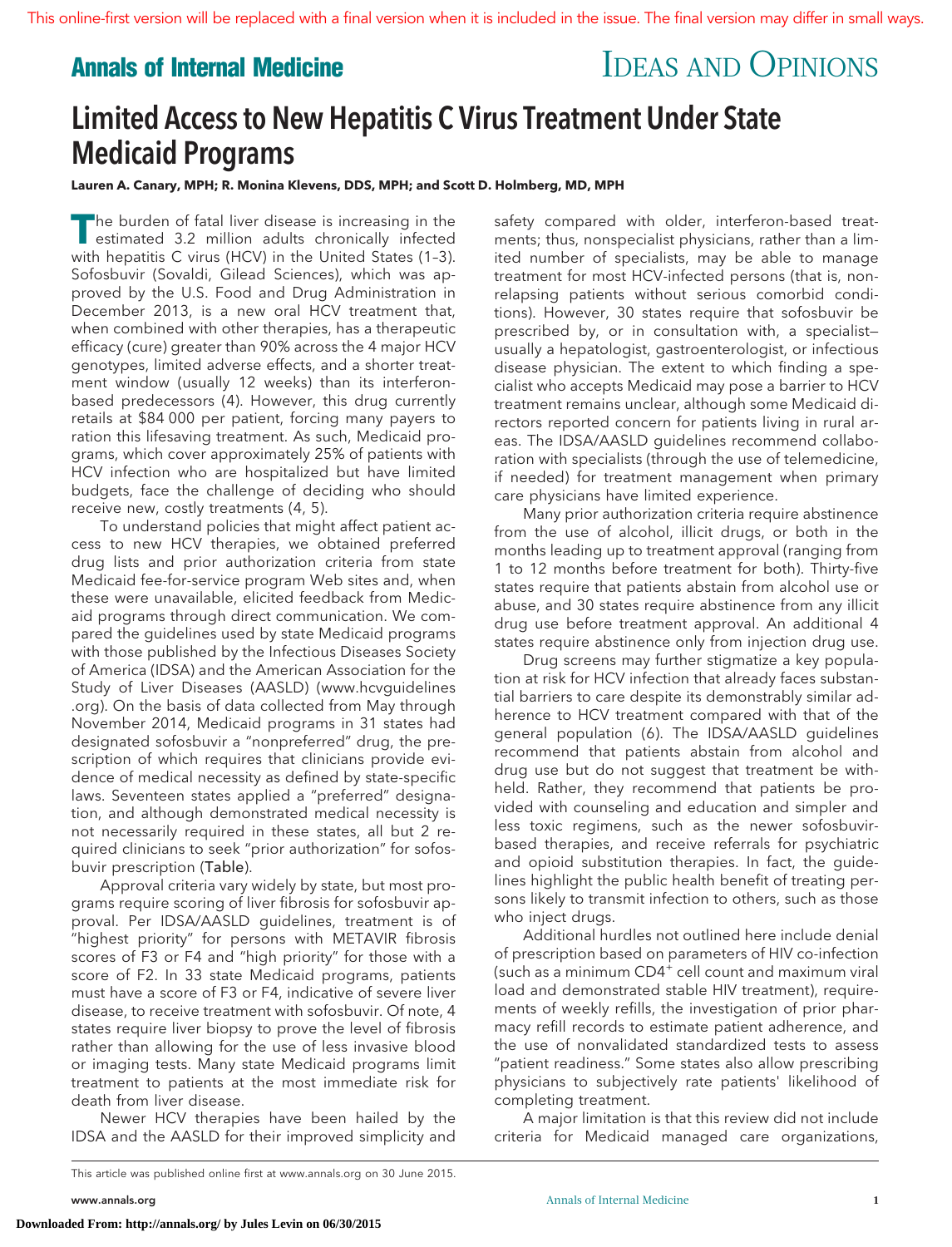# Limited Access to New Hepatitis C Virus Treatment Under State Medicaid Programs

**Lauren A. Canary, MPH; R. Monina Klevens, DDS, MPH; and Scott D. Holmberg, MD, MPH**

The burden of fatal liver disease is increasing in the estimated 3.2 million adults chronically infected with hepatitis C virus (HCV) in the United States (1–3). Sofosbuvir (Sovaldi, Gilead Sciences), which was approved by the U.S. Food and Drug Administration in December 2013, is a new oral HCV treatment that, when combined with other therapies, has a therapeutic efficacy (cure) greater than 90% across the 4 major HCV genotypes, limited adverse effects, and a shorter treatment window (usually 12 weeks) than its interferon-based predecessors (4). However, this drug currently retails at $84 000 per patient, forcing many payers to ration this lifesaving treatment. As such, Medicaid programs, which cover approximately 25% of patients with HCV infection who are hospitalized but have limited budgets, face the challenge of deciding who should receive new, costly treatments (4, 5).

To understand policies that might affect patient access to new HCV therapies, we obtained preferred drug lists and prior authorization criteria from state Medicaid fee-for-service program Web sites and, when these were unavailable, elicited feedback from Medicaid programs through direct communication. We compared the guidelines used by state Medicaid programs with those published by the Infectious Diseases Society of America (IDSA) and the American Association for the Study of Liver Diseases (AASLD) (www.hcvguidelines.org). On the basis of data collected from May through November 2014, Medicaid programs in 31 states had designated sofosbuvir a "nonpreferred" drug, the prescription of which requires that clinicians provide evidence of medical necessity as defined by state-specific laws. Seventeen states applied a "preferred" designation, and although demonstrated medical necessity is not necessarily required in these states, all but 2 required clinicians to seek "prior authorization" for sofosbuvir prescription (Table).

Approval criteria vary widely by state, but most programs require scoring of liver fibrosis for sofosbuvir approval. Per IDSA/AASLD guidelines, treatment is of "highest priority" for persons with METAVIR fibrosis scores of F3 or F4 and "high priority" for those with a score of F2. In 33 state Medicaid programs, patients must have a score of F3 or F4, indicative of severe liver disease, to receive treatment with sofosbuvir. Of note, 4 states require liver biopsy to prove the level of fibrosis rather than allowing for the use of less invasive blood or imaging tests. Many state Medicaid programs limit treatment to patients at the most immediate risk for death from liver disease.

Newer HCV therapies have been hailed by the IDSA and the AASLD for their improved simplicity and safety compared with older, interferon-based treatments; thus, nonspecialist physicians, rather than a limited number of specialists, may be able to manage treatment for most HCV-infected persons (that is, nonrelapsing patients without serious comorbid conditions). However, 30 states require that sofosbuvir be prescribed by, or in consultation with, a specialist—usually a hepatologist, gastroenterologist, or infectious disease physician. The extent to which finding a specialist who accepts Medicaid may pose a barrier to HCV treatment remains unclear, although some Medicaid directors reported concern for patients living in rural areas. The IDSA/AASLD guidelines recommend collaboration with specialists (through the use of telemedicine, if needed) for treatment management when primary care physicians have limited experience.

Many prior authorization criteria require abstinence from the use of alcohol, illicit drugs, or both in the months leading up to treatment approval (ranging from 1 to 12 months before treatment for both). Thirty-five states require that patients abstain from alcohol use or abuse, and 30 states require abstinence from any illicit drug use before treatment approval. An additional 4 states require abstinence only from injection drug use.

Drug screens may further stigmatize a key population at risk for HCV infection that already faces substantial barriers to care despite its demonstrably similar adherence to HCV treatment compared with that of the general population (6). The IDSA/AASLD guidelines recommend that patients abstain from alcohol and drug use but do not suggest that treatment be withheld. Rather, they recommend that patients be provided with counseling and education and simpler and less toxic regimens, such as the newer sofosbuvir-based therapies, and receive referrals for psychiatric and opioid substitution therapies. In fact, the guidelines highlight the public health benefit of treating persons likely to transmit infection to others, such as those who inject drugs.

Additional hurdles not outlined here include denial of prescription based on parameters of HIV co-infection (such as a minimum $CD4^+$ cell count and maximum viral load and demonstrated stable HIV treatment), requirements of weekly refills, the investigation of prior pharmacy refill records to estimate patient adherence, and the use of nonvalidated standardized tests to assess "patient readiness." Some states also allow prescribing physicians to subjectively rate patients' likelihood of completing treatment.

A major limitation is that this review did not include criteria for Medicaid managed care organizations,

This article was published online first at www.annals.org on 30 June 2015.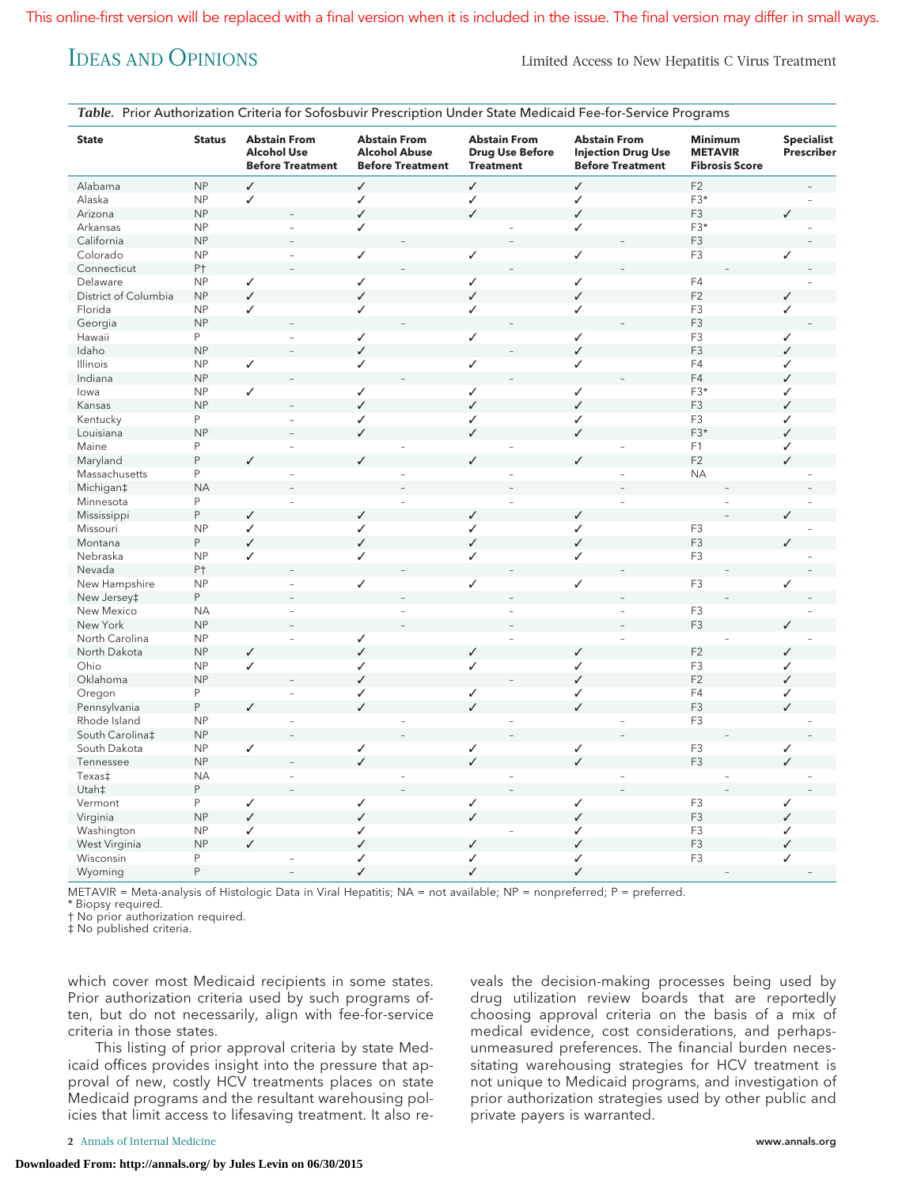This online-first version will be replaced with a final version when it is included in the issue. The final version may differ in small ways.

**Table.** Prior Authorization Criteria for Sofosbuvir Prescription Under State Medicaid Fee-for-Service Programs

| State | Status | Abstain From Alcohol Use Before Treatment | Abstain From Alcohol Abuse Before Treatment | Abstain From Drug Use Before Treatment | Abstain From Injection Drug Use Before Treatment | Minimum METAVIR Fibrosis Score | Specialist Prescriber |
|---|---|---|---|---|---|---|---|
| Alabama | NP | ✓ | ✓ | ✓ | ✓ | F2 | – |
| Alaska | NP | ✓ | ✓ | ✓ | ✓ | F3* | – |
| Arizona | NP | – | ✓ | ✓ | ✓ | F3 | ✓ |
| Arkansas | NP | – | ✓ | – | ✓ | F3* | – |
| California | NP | – | – | – | – | F3 | – |
| Colorado | NP | – | ✓ | ✓ | ✓ | F3 | ✓ |
| Connecticut | P† | – | – | – | – | – | – |
| Delaware | NP | ✓ | ✓ | ✓ | ✓ | F4 | – |
| District of Columbia | NP | ✓ | ✓ | ✓ | ✓ | F2 | ✓ |
| Florida | NP | ✓ | ✓ | ✓ | ✓ | F3 | ✓ |
| Georgia | NP | – | – | – | – | F3 | – |
| Hawaii | P | – | ✓ | ✓ | ✓ | F3 | ✓ |
| Idaho | NP | – | ✓ | – | ✓ | F3 | ✓ |
| Illinois | NP | ✓ | ✓ | ✓ | ✓ | F4 | ✓ |
| Indiana | NP | – | – | – | – | F4 | ✓ |
| Iowa | NP | ✓ | ✓ | ✓ | ✓ | F3* | ✓ |
| Kansas | NP | – | ✓ | ✓ | ✓ | F3 | ✓ |
| Kentucky | P | – | ✓ | ✓ | ✓ | F3 | ✓ |
| Louisiana | NP | – | ✓ | ✓ | ✓ | F3* | ✓ |
| Maine | P | – | – | – | – | F1 | ✓ |
| Maryland | P | ✓ | ✓ | ✓ | ✓ | F2 | ✓ |
| Massachusetts | P | – | – | – | – | NA | – |
| Michigan‡ | NA | – | – | – | – | – | – |
| Minnesota | P | – | – | – | – | – | – |
| Mississippi | P | ✓ | ✓ | ✓ | ✓ | – | ✓ |
| Missouri | NP | ✓ | ✓ | ✓ | ✓ | F3 | – |
| Montana | P | ✓ | ✓ | ✓ | ✓ | F3 | ✓ |
| Nebraska | NP | ✓ | ✓ | ✓ | ✓ | F3 | – |
| Nevada | P† | – | – | – | – | – | – |
| New Hampshire | NP | – | ✓ | ✓ | ✓ | F3 | ✓ |
| New Jersey‡ | P | – | – | – | – | – | – |
| New Mexico | NA | – | – | – | – | F3 | – |
| New York | NP | – | – | – | – | F3 | ✓ |
| North Carolina | NP | – | ✓ | – | – | – | – |
| North Dakota | NP | ✓ | ✓ | ✓ | ✓ | F2 | ✓ |
| Ohio | NP | ✓ | ✓ | ✓ | ✓ | F3 | ✓ |
| Oklahoma | NP | – | ✓ | – | ✓ | F2 | ✓ |
| Oregon | P | – | ✓ | ✓ | ✓ | F4 | ✓ |
| Pennsylvania | P | ✓ | ✓ | ✓ | ✓ | F3 | ✓ |
| Rhode Island | NP | – | – | – | – | F3 | – |
| South Carolina‡ | NP | – | – | – | – | – | – |
| South Dakota | NP | ✓ | ✓ | ✓ | ✓ | F3 | ✓ |
| Tennessee | NP | – | ✓ | ✓ | ✓ | F3 | ✓ |
| Texas‡ | NA | – | – | – | – | – | – |
| Utah‡ | P | – | – | – | – | – | – |
| Vermont | P | ✓ | ✓ | ✓ | ✓ | F3 | ✓ |
| Virginia | NP | ✓ | ✓ | ✓ | ✓ | F3 | ✓ |
| Washington | NP | ✓ | ✓ | – | ✓ | F3 | ✓ |
| West Virginia | NP | ✓ | ✓ | ✓ | ✓ | F3 | ✓ |
| Wisconsin | P | – | ✓ | ✓ | ✓ | F3 | ✓ |
| Wyoming | P | – | ✓ | ✓ | ✓ | – | – |

METAVIR = Meta-analysis of Histologic Data in Viral Hepatitis; NA = not available; NP = nonpreferred; P = preferred.
* Biopsy required.
† No prior authorization required.
‡ No published criteria.

which cover most Medicaid recipients in some states. Prior authorization criteria used by such programs often, but do not necessarily, align with fee-for-service criteria in those states.

This listing of prior approval criteria by state Medicaid offices provides insight into the pressure that approval of new, costly HCV treatments places on state Medicaid programs and the resultant warehousing policies that limit access to lifesaving treatment. It also reveals the decision-making processes being used by drug utilization review boards that are reportedly choosing approval criteria on the basis of a mix of medical evidence, cost considerations, and perhaps-unmeasured preferences. The financial burden necessitating warehousing strategies for HCV treatment is not unique to Medicaid programs, and investigation of prior authorization strategies used by other public and private payers is warranted.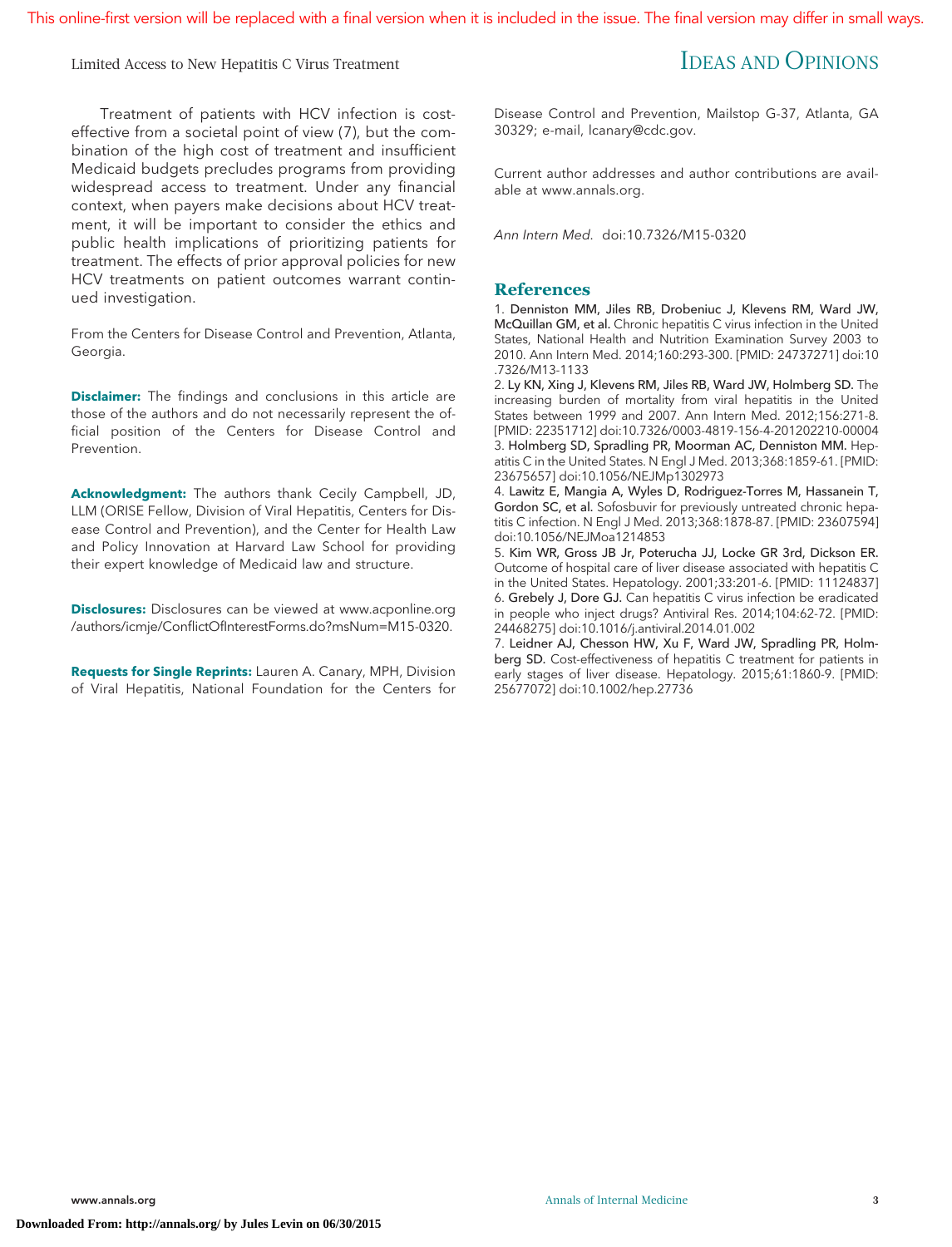Treatment of patients with HCV infection is cost-effective from a societal point of view (7), but the combination of the high cost of treatment and insufficient Medicaid budgets precludes programs from providing widespread access to treatment. Under any financial context, when payers make decisions about HCV treatment, it will be important to consider the ethics and public health implications of prioritizing patients for treatment. The effects of prior approval policies for new HCV treatments on patient outcomes warrant continued investigation.

From the Centers for Disease Control and Prevention, Atlanta, Georgia.

**Disclaimer:** The findings and conclusions in this article are those of the authors and do not necessarily represent the official position of the Centers for Disease Control and Prevention.

**Acknowledgment:** The authors thank Cecily Campbell, JD, LLM (ORISE Fellow, Division of Viral Hepatitis, Centers for Disease Control and Prevention), and the Center for Health Law and Policy Innovation at Harvard Law School for providing their expert knowledge of Medicaid law and structure.

**Disclosures:** Disclosures can be viewed at www.acponline.org/authors/icmje/ConflictOfInterestForms.do?msNum=M15-0320.

**Requests for Single Reprints:** Lauren A. Canary, MPH, Division of Viral Hepatitis, National Foundation for the Centers for Disease Control and Prevention, Mailstop G-37, Atlanta, GA 30329; e-mail, lcanary@cdc.gov.

Current author addresses and author contributions are available at www.annals.org.

*Ann Intern Med.* doi:10.7326/M15-0320

## References

1. **Denniston MM, Jiles RB, Drobeniuc J, Klevens RM, Ward JW, McQuillan GM, et al.** Chronic hepatitis C virus infection in the United States, National Health and Nutrition Examination Survey 2003 to 2010. Ann Intern Med. 2014;160:293-300. [PMID: 24737271] doi:10.7326/M13-1133
2. **Ly KN, Xing J, Klevens RM, Jiles RB, Ward JW, Holmberg SD.** The increasing burden of mortality from viral hepatitis in the United States between 1999 and 2007. Ann Intern Med. 2012;156:271-8. [PMID: 22351712] doi:10.7326/0003-4819-156-4-201202210-00004
3. **Holmberg SD, Spradling PR, Moorman AC, Denniston MM.** Hepatitis C in the United States. N Engl J Med. 2013;368:1859-61. [PMID: 23675657] doi:10.1056/NEJMp1302973
4. **Lawitz E, Mangia A, Wyles D, Rodriguez-Torres M, Hassanein T, Gordon SC, et al.** Sofosbuvir for previously untreated chronic hepatitis C infection. N Engl J Med. 2013;368:1878-87. [PMID: 23607594] doi:10.1056/NEJMoa1214853
5. **Kim WR, Gross JB Jr, Poterucha JJ, Locke GR 3rd, Dickson ER.** Outcome of hospital care of liver disease associated with hepatitis C in the United States. Hepatology. 2001;33:201-6. [PMID: 11124837]
6. **Grebely J, Dore GJ.** Can hepatitis C virus infection be eradicated in people who inject drugs? Antiviral Res. 2014;104:62-72. [PMID: 24468275] doi:10.1016/j.antiviral.2014.01.002
7. **Leidner AJ, Chesson HW, Xu F, Ward JW, Spradling PR, Holmberg SD.** Cost-effectiveness of hepatitis C treatment for patients in early stages of liver disease. Hepatology. 2015;61:1860-9. [PMID: 25677072] doi:10.1002/hep.27736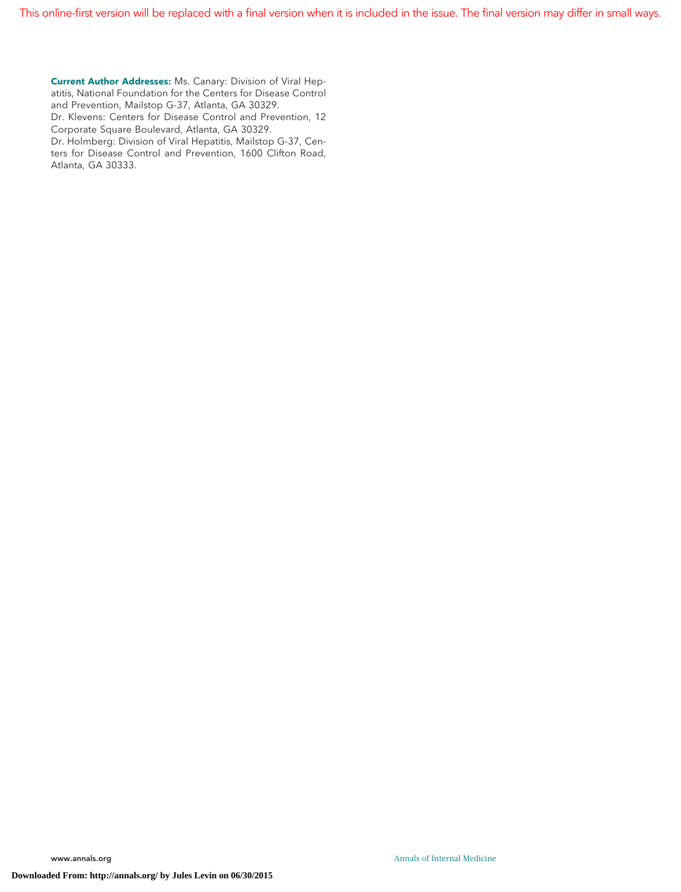**Current Author Addresses:** Ms. Canary: Division of Viral Hepatitis, National Foundation for the Centers for Disease Control and Prevention, Mailstop G-37, Atlanta, GA 30329.

Dr. Klevens: Centers for Disease Control and Prevention, 12 Corporate Square Boulevard, Atlanta, GA 30329.

Dr. Holmberg: Division of Viral Hepatitis, Mailstop G-37, Centers for Disease Control and Prevention, 1600 Clifton Road, Atlanta, GA 30333.